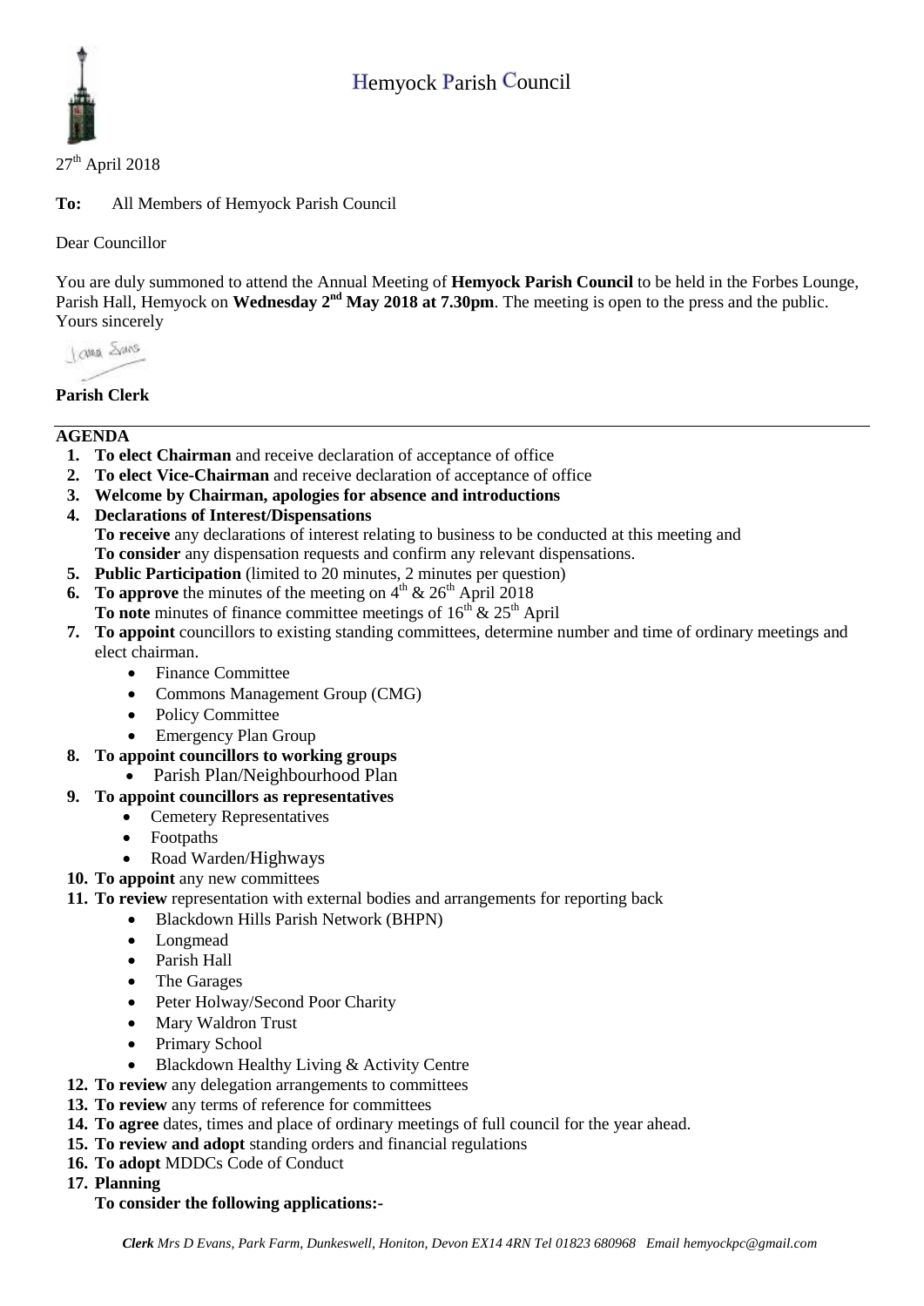# Hemyock Parish Council

27th April 2018

**To:** All Members of Hemyock Parish Council

Dear Councillor

You are duly summoned to attend the Annual Meeting of **Hemyock Parish Council** to be held in the Forbes Lounge, Parish Hall, Hemyock on **Wednesday 2nd May 2018 at 7.30pm**. The meeting is open to the press and the public.
Yours sincerely

**Parish Clerk**

---

## AGENDA

1. **To elect Chairman** and receive declaration of acceptance of office
2. **To elect Vice-Chairman** and receive declaration of acceptance of office
3. **Welcome by Chairman, apologies for absence and introductions**
4. **Declarations of Interest/Dispensations**
   **To receive** any declarations of interest relating to business to be conducted at this meeting and
   **To consider** any dispensation requests and confirm any relevant dispensations.
5. **Public Participation** (limited to 20 minutes, 2 minutes per question)
6. **To approve** the minutes of the meeting on 4th & 26th April 2018
   **To note** minutes of finance committee meetings of 16th & 25th April
7. **To appoint** councillors to existing standing committees, determine number and time of ordinary meetings and elect chairman.
   - Finance Committee
   - Commons Management Group (CMG)
   - Policy Committee
   - Emergency Plan Group
8. **To appoint councillors to working groups**
   - Parish Plan/Neighbourhood Plan
9. **To appoint councillors as representatives**
   - Cemetery Representatives
   - Footpaths
   - Road Warden/Highways
10. **To appoint** any new committees
11. **To review** representation with external bodies and arrangements for reporting back
    - Blackdown Hills Parish Network (BHPN)
    - Longmead
    - Parish Hall
    - The Garages
    - Peter Holway/Second Poor Charity
    - Mary Waldron Trust
    - Primary School
    - Blackdown Healthy Living & Activity Centre
12. **To review** any delegation arrangements to committees
13. **To review** any terms of reference for committees
14. **To agree** dates, times and place of ordinary meetings of full council for the year ahead.
15. **To review and adopt** standing orders and financial regulations
16. **To adopt** MDDCs Code of Conduct
17. **Planning**
    **To consider the following applications:-**

*Clerk Mrs D Evans, Park Farm, Dunkeswell, Honiton, Devon EX14 4RN Tel 01823 680968 Email hemyockpc@gmail.com*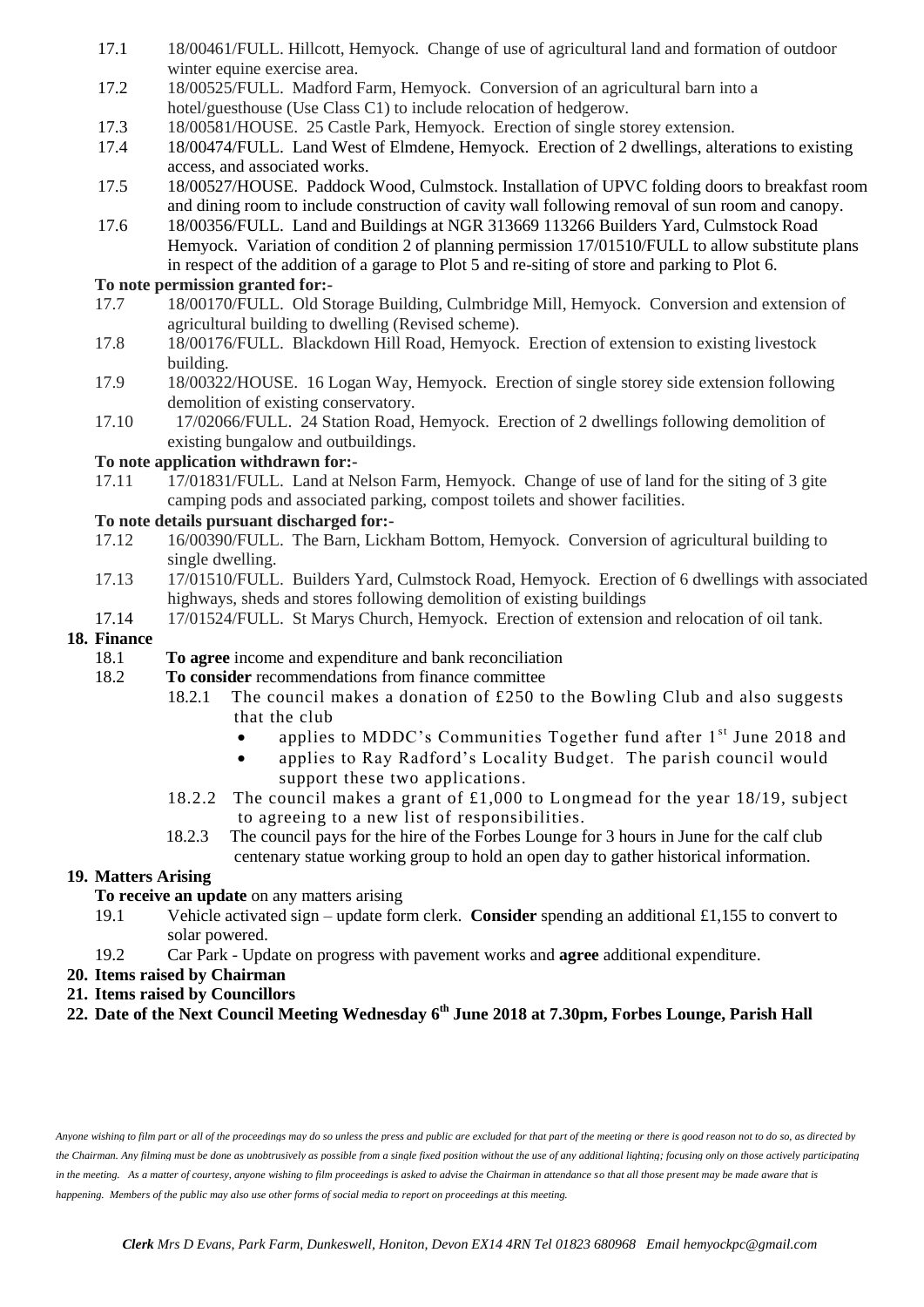17.1 18/00461/FULL. Hillcott, Hemyock. Change of use of agricultural land and formation of outdoor winter equine exercise area.

17.2 18/00525/FULL. Madford Farm, Hemyock. Conversion of an agricultural barn into a hotel/guesthouse (Use Class C1) to include relocation of hedgerow.

17.3 18/00581/HOUSE. 25 Castle Park, Hemyock. Erection of single storey extension.

17.4 18/00474/FULL. Land West of Elmdene, Hemyock. Erection of 2 dwellings, alterations to existing access, and associated works.

17.5 18/00527/HOUSE. Paddock Wood, Culmstock. Installation of UPVC folding doors to breakfast room and dining room to include construction of cavity wall following removal of sun room and canopy.

17.6 18/00356/FULL. Land and Buildings at NGR 313669 113266 Builders Yard, Culmstock Road Hemyock. Variation of condition 2 of planning permission 17/01510/FULL to allow substitute plans in respect of the addition of a garage to Plot 5 and re-siting of store and parking to Plot 6.

**To note permission granted for:-**

17.7 18/00170/FULL. Old Storage Building, Culmbridge Mill, Hemyock. Conversion and extension of agricultural building to dwelling (Revised scheme).

17.8 18/00176/FULL. Blackdown Hill Road, Hemyock. Erection of extension to existing livestock building.

17.9 18/00322/HOUSE. 16 Logan Way, Hemyock. Erection of single storey side extension following demolition of existing conservatory.

17.10 17/02066/FULL. 24 Station Road, Hemyock. Erection of 2 dwellings following demolition of existing bungalow and outbuildings.

**To note application withdrawn for:-**

17.11 17/01831/FULL. Land at Nelson Farm, Hemyock. Change of use of land for the siting of 3 gite camping pods and associated parking, compost toilets and shower facilities.

**To note details pursuant discharged for:-**

17.12 16/00390/FULL. The Barn, Lickham Bottom, Hemyock. Conversion of agricultural building to single dwelling.

17.13 17/01510/FULL. Builders Yard, Culmstock Road, Hemyock. Erection of 6 dwellings with associated highways, sheds and stores following demolition of existing buildings

17.14 17/01524/FULL. St Marys Church, Hemyock. Erection of extension and relocation of oil tank.

**18. Finance**

18.1 **To agree** income and expenditure and bank reconciliation

18.2 **To consider** recommendations from finance committee

18.2.1 The council makes a donation of £250 to the Bowling Club and also suggests that the club

- applies to MDDC's Communities Together fund after 1st June 2018 and
- applies to Ray Radford's Locality Budget. The parish council would support these two applications.

18.2.2 The council makes a grant of £1,000 to Longmead for the year 18/19, subject to agreeing to a new list of responsibilities.

18.2.3 The council pays for the hire of the Forbes Lounge for 3 hours in June for the calf club centenary statue working group to hold an open day to gather historical information.

**19. Matters Arising**

**To receive an update** on any matters arising

19.1 Vehicle activated sign – update form clerk. **Consider** spending an additional £1,155 to convert to solar powered.

19.2 Car Park - Update on progress with pavement works and **agree** additional expenditure.

**20. Items raised by Chairman**

**21. Items raised by Councillors**

**22. Date of the Next Council Meeting Wednesday 6th June 2018 at 7.30pm, Forbes Lounge, Parish Hall**

*Anyone wishing to film part or all of the proceedings may do so unless the press and public are excluded for that part of the meeting or there is good reason not to do so, as directed by the Chairman. Any filming must be done as unobtrusively as possible from a single fixed position without the use of any additional lighting; focusing only on those actively participating in the meeting. As a matter of courtesy, anyone wishing to film proceedings is asked to advise the Chairman in attendance so that all those present may be made aware that is happening. Members of the public may also use other forms of social media to report on proceedings at this meeting.*

***Clerk** Mrs D Evans, Park Farm, Dunkeswell, Honiton, Devon EX14 4RN Tel 01823 680968 Email hemyockpc@gmail.com*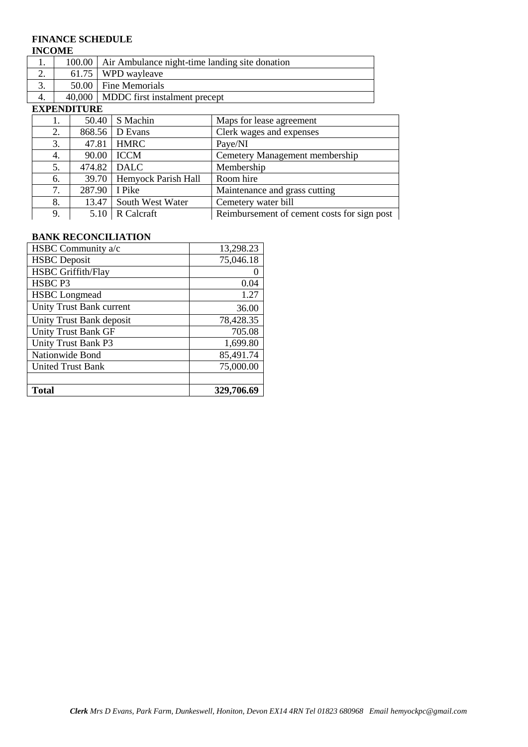**FINANCE SCHEDULE**

**INCOME**

| | | |
|---|---|---|
| 1. | 100.00 | Air Ambulance night-time landing site donation |
| 2. | 61.75 | WPD wayleave |
| 3. | 50.00 | Fine Memorials |
| 4. | 40,000 | MDDC first instalment precept |

**EXPENDITURE**

| | | | |
|---|---|---|---|
| 1. | 50.40 | S Machin | Maps for lease agreement |
| 2. | 868.56 | D Evans | Clerk wages and expenses |
| 3. | 47.81 | HMRC | Paye/NI |
| 4. | 90.00 | ICCM | Cemetery Management membership |
| 5. | 474.82 | DALC | Membership |
| 6. | 39.70 | Hemyock Parish Hall | Room hire |
| 7. | 287.90 | I Pike | Maintenance and grass cutting |
| 8. | 13.47 | South West Water | Cemetery water bill |
| 9. | 5.10 | R Calcraft | Reimbursement of cement costs for sign post |

**BANK RECONCILIATION**

| | |
|---|---|
| HSBC Community a/c | 13,298.23 |
| HSBC Deposit | 75,046.18 |
| HSBC Griffith/Flay | 0 |
| HSBC P3 | 0.04 |
| HSBC Longmead | 1.27 |
| Unity Trust Bank current | 36.00 |
| Unity Trust Bank deposit | 78,428.35 |
| Unity Trust Bank GF | 705.08 |
| Unity Trust Bank P3 | 1,699.80 |
| Nationwide Bond | 85,491.74 |
| United Trust Bank | 75,000.00 |
| | |
| **Total** | **329,706.69** |

***Clerk** Mrs D Evans, Park Farm, Dunkeswell, Honiton, Devon EX14 4RN Tel 01823 680968 Email hemyockpc@gmail.com*